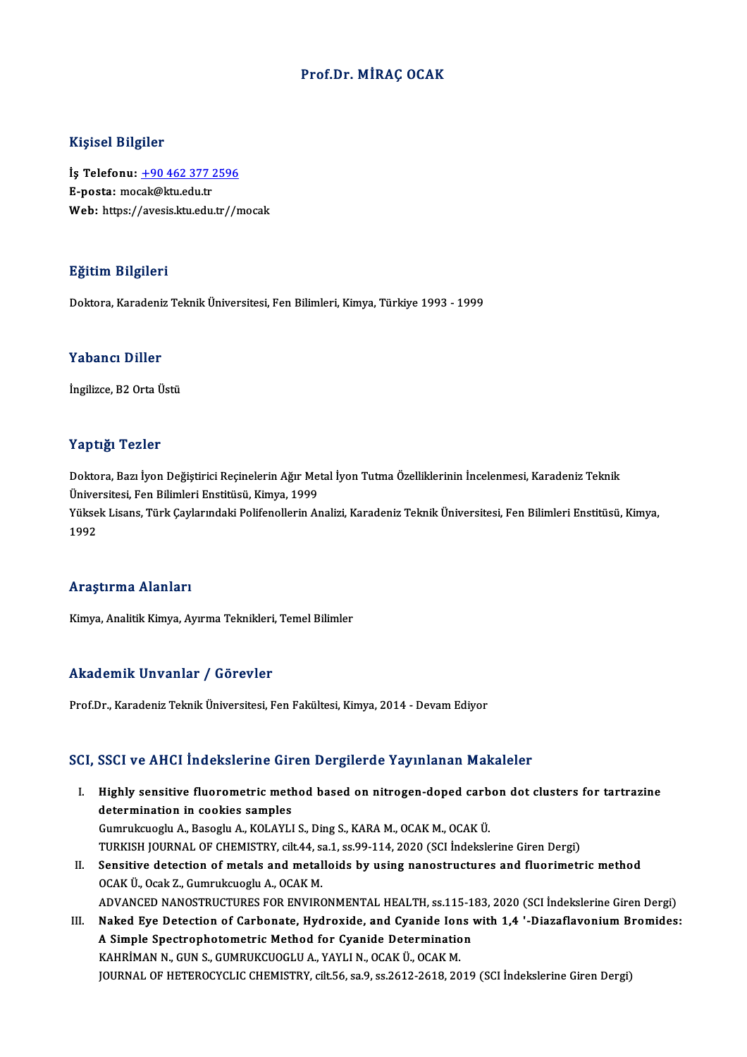# Prof.Dr. MİRAÇ OCAK

## Kişisel Bilgiler

**İş Telefonu:** +90 462 377 2596
**E-posta:** mocak@ktu.edu.tr
**Web:** https://avesis.ktu.edu.tr//mocak

## Eğitim Bilgileri

Doktora, Karadeniz Teknik Üniversitesi, Fen Bilimleri, Kimya, Türkiye 1993 - 1999

## Yabancı Diller

İngilizce, B2 Orta Üstü

## Yaptığı Tezler

Doktora, Bazı İyon Değiştirici Reçinelerin Ağır Metal İyon Tutma Özelliklerinin İncelenmesi, Karadeniz Teknik Üniversitesi, Fen Bilimleri Enstitüsü, Kimya, 1999
Yüksek Lisans, Türk Çaylarındaki Polifenollerin Analizi, Karadeniz Teknik Üniversitesi, Fen Bilimleri Enstitüsü, Kimya, 1992

## Araştırma Alanları

Kimya, Analitik Kimya, Ayırma Teknikleri, Temel Bilimler

## Akademik Unvanlar / Görevler

Prof.Dr., Karadeniz Teknik Üniversitesi, Fen Fakültesi, Kimya, 2014 - Devam Ediyor

## SCI, SSCI ve AHCI İndekslerine Giren Dergilerde Yayınlanan Makaleler

I. **Highly sensitive fluorometric method based on nitrogen-doped carbon dot clusters for tartrazine determination in cookies samples**
Gumrukcuoglu A., Basoglu A., KOLAYLI S., Ding S., KARA M., OCAK M., OCAK Ü.
TURKISH JOURNAL OF CHEMISTRY, cilt.44, sa.1, ss.99-114, 2020 (SCI İndekslerine Giren Dergi)

II. **Sensitive detection of metals and metalloids by using nanostructures and fluorimetric method**
OCAK Ü., Ocak Z., Gumrukcuoglu A., OCAK M.
ADVANCED NANOSTRUCTURES FOR ENVIRONMENTAL HEALTH, ss.115-183, 2020 (SCI İndekslerine Giren Dergi)

III. **Naked Eye Detection of Carbonate, Hydroxide, and Cyanide Ions with 1,4 '-Diazaflavonium Bromides: A Simple Spectrophotometric Method for Cyanide Determination**
KAHRİMAN N., GUN S., GUMRUKCUOGLU A., YAYLI N., OCAK Ü., OCAK M.
JOURNAL OF HETEROCYCLIC CHEMISTRY, cilt.56, sa.9, ss.2612-2618, 2019 (SCI İndekslerine Giren Dergi)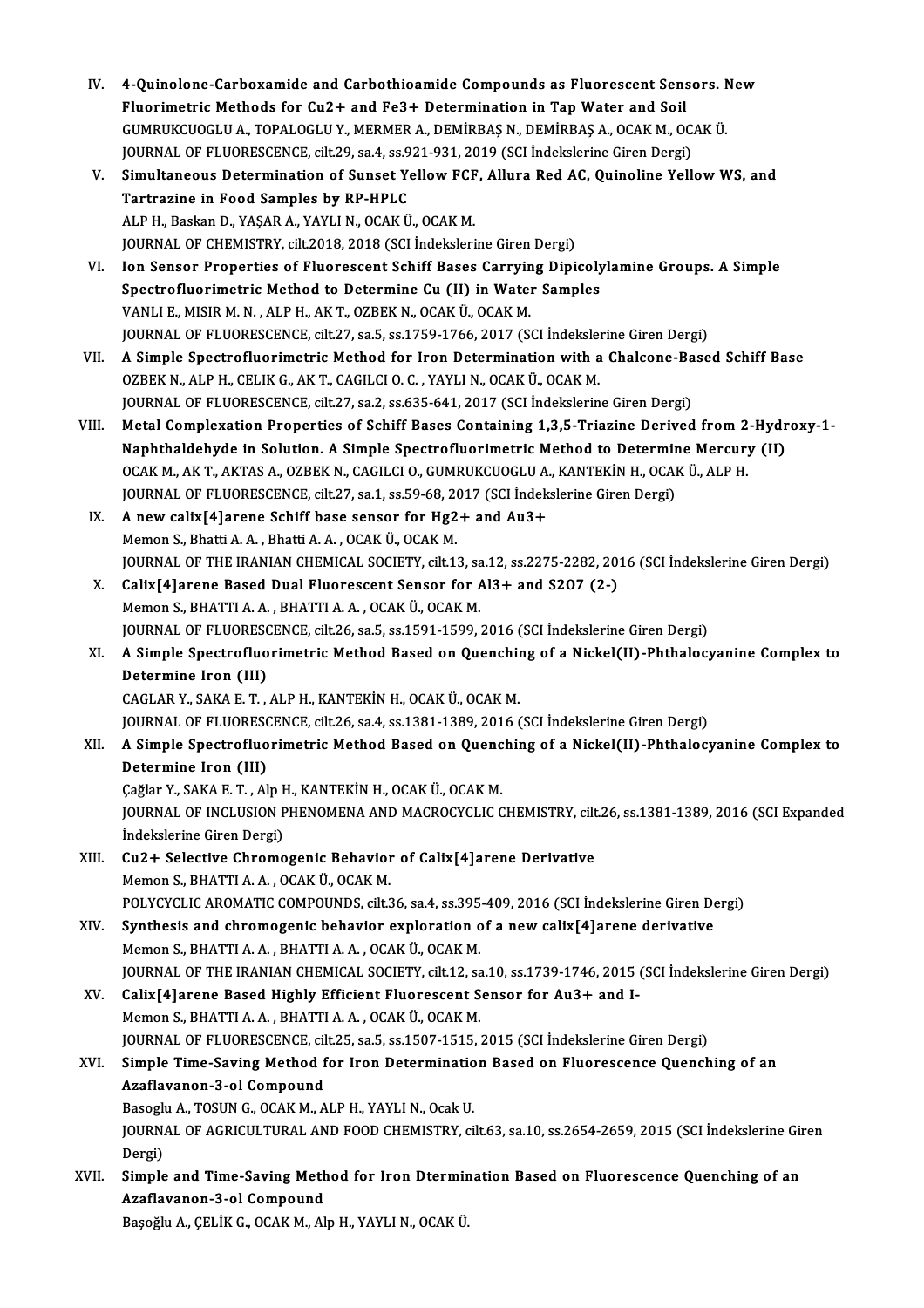IV. **4-Quinolone-Carboxamide and Carbothioamide Compounds as Fluorescent Sensors. New Fluorimetric Methods for $Cu^{2+}$ and $Fe^{3+}$ Determination in Tap Water and Soil**
GUMRUKCUOGLU A., TOPALOGLU Y., MERMER A., DEMİRBAŞ N., DEMİRBAŞ A., OCAK M., OCAK Ü.
JOURNAL OF FLUORESCENCE, cilt.29, sa.4, ss.921-931, 2019 (SCI İndekslerine Giren Dergi)

V. **Simultaneous Determination of Sunset Yellow FCF, Allura Red AC, Quinoline Yellow WS, and Tartrazine in Food Samples by RP-HPLC**
ALP H., Baskan D., YAŞAR A., YAYLI N., OCAK Ü., OCAK M.
JOURNAL OF CHEMISTRY, cilt.2018, 2018 (SCI İndekslerine Giren Dergi)

VI. **Ion Sensor Properties of Fluorescent Schiff Bases Carrying Dipicolylamine Groups. A Simple Spectrofluorimetric Method to Determine Cu (II) in Water Samples**
VANLI E., MISIR M. N. , ALP H., AK T., OZBEK N., OCAK Ü., OCAK M.
JOURNAL OF FLUORESCENCE, cilt.27, sa.5, ss.1759-1766, 2017 (SCI İndekslerine Giren Dergi)

VII. **A Simple Spectrofluorimetric Method for Iron Determination with a Chalcone-Based Schiff Base**
OZBEK N., ALP H., CELIK G., AK T., CAGILCI O. C. , YAYLI N., OCAK Ü., OCAK M.
JOURNAL OF FLUORESCENCE, cilt.27, sa.2, ss.635-641, 2017 (SCI İndekslerine Giren Dergi)

VIII. **Metal Complexation Properties of Schiff Bases Containing 1,3,5-Triazine Derived from 2-Hydroxy-1-Naphthaldehyde in Solution. A Simple Spectrofluorimetric Method to Determine Mercury (II)**
OCAK M., AK T., AKTAS A., OZBEK N., CAGILCI O., GUMRUKCUOGLU A., KANTEKİN H., OCAK Ü., ALP H.
JOURNAL OF FLUORESCENCE, cilt.27, sa.1, ss.59-68, 2017 (SCI İndekslerine Giren Dergi)

IX. **A new calix[4]arene Schiff base sensor for $Hg^{2+}$ and $Au^{3+}$**
Memon S., Bhatti A. A. , Bhatti A. A. , OCAK Ü., OCAK M.
JOURNAL OF THE IRANIAN CHEMICAL SOCIETY, cilt.13, sa.12, ss.2275-2282, 2016 (SCI İndekslerine Giren Dergi)

X. **Calix[4]arene Based Dual Fluorescent Sensor for $Al^{3+}$ and $S_2O_7$ (2-)**
Memon S., BHATTI A. A. , BHATTI A. A. , OCAK Ü., OCAK M.
JOURNAL OF FLUORESCENCE, cilt.26, sa.5, ss.1591-1599, 2016 (SCI İndekslerine Giren Dergi)

XI. **A Simple Spectrofluorimetric Method Based on Quenching of a Nickel(II)-Phthalocyanine Complex to Determine Iron (III)**
CAGLAR Y., SAKA E. T. , ALP H., KANTEKİN H., OCAK Ü., OCAK M.
JOURNAL OF FLUORESCENCE, cilt.26, sa.4, ss.1381-1389, 2016 (SCI İndekslerine Giren Dergi)

XII. **A Simple Spectrofluorimetric Method Based on Quenching of a Nickel(II)-Phthalocyanine Complex to Determine Iron (III)**
Çağlar Y., SAKA E. T. , Alp H., KANTEKİN H., OCAK Ü., OCAK M.
JOURNAL OF INCLUSION PHENOMENA AND MACROCYCLIC CHEMISTRY, cilt.26, ss.1381-1389, 2016 (SCI Expanded İndekslerine Giren Dergi)

XIII. **$Cu^{2+}$ Selective Chromogenic Behavior of Calix[4]arene Derivative**
Memon S., BHATTI A. A. , OCAK Ü., OCAK M.
POLYCYCLIC AROMATIC COMPOUNDS, cilt.36, sa.4, ss.395-409, 2016 (SCI İndekslerine Giren Dergi)

XIV. **Synthesis and chromogenic behavior exploration of a new calix[4]arene derivative**
Memon S., BHATTI A. A. , BHATTI A. A. , OCAK Ü., OCAK M.
JOURNAL OF THE IRANIAN CHEMICAL SOCIETY, cilt.12, sa.10, ss.1739-1746, 2015 (SCI İndekslerine Giren Dergi)

XV. **Calix[4]arene Based Highly Efficient Fluorescent Sensor for $Au^{3+}$ and $I^-$**
Memon S., BHATTI A. A. , BHATTI A. A. , OCAK Ü., OCAK M.
JOURNAL OF FLUORESCENCE, cilt.25, sa.5, ss.1507-1515, 2015 (SCI İndekslerine Giren Dergi)

XVI. **Simple Time-Saving Method for Iron Determination Based on Fluorescence Quenching of an Azaflavanon-3-ol Compound**
Basoglu A., TOSUN G., OCAK M., ALP H., YAYLI N., Ocak U.
JOURNAL OF AGRICULTURAL AND FOOD CHEMISTRY, cilt.63, sa.10, ss.2654-2659, 2015 (SCI İndekslerine Giren Dergi)

XVII. **Simple and Time-Saving Method for Iron Dtermination Based on Fluorescence Quenching of an Azaflavanon-3-ol Compound**
Başoğlu A., ÇELİK G., OCAK M., Alp H., YAYLI N., OCAK Ü.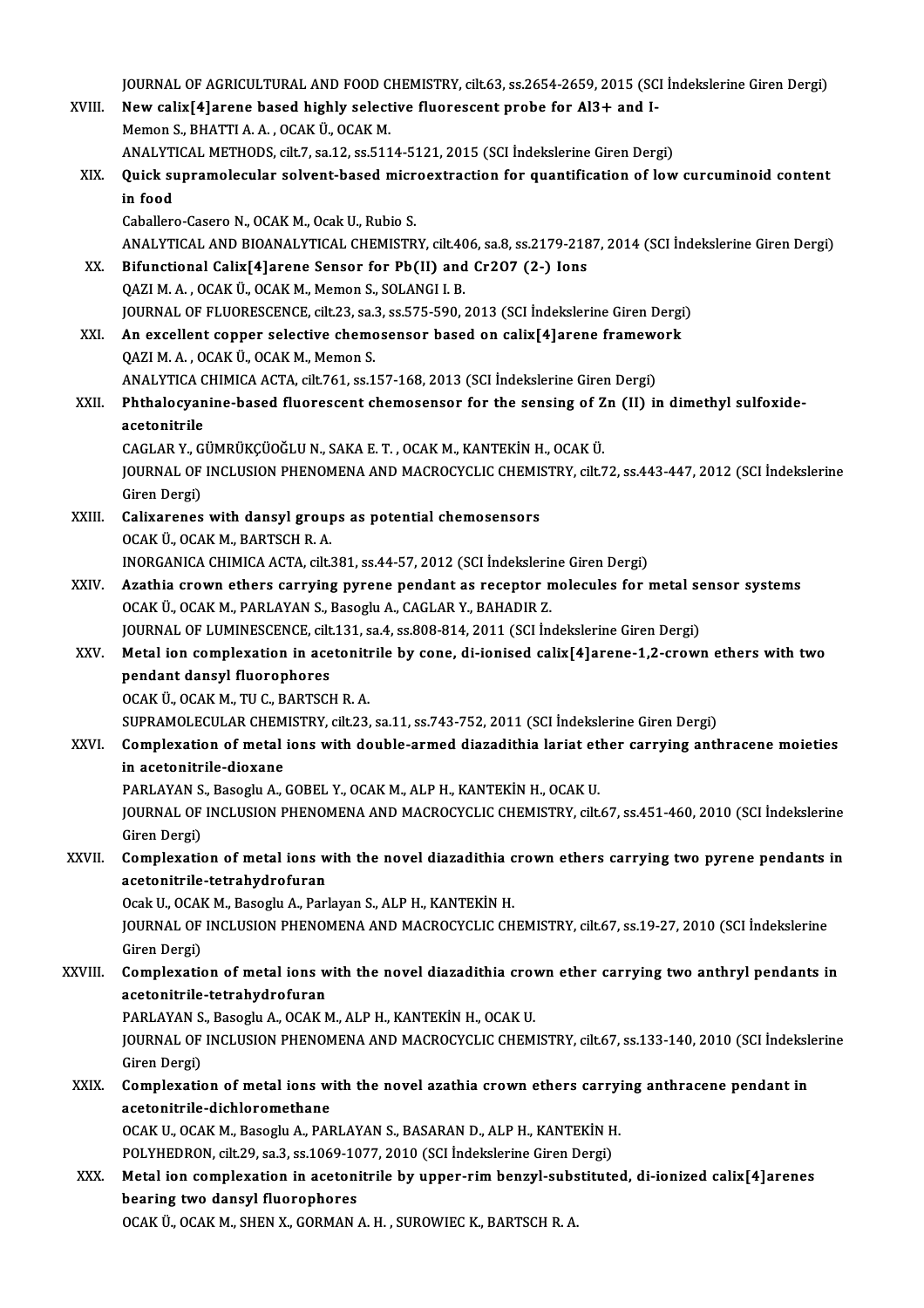JOURNAL OF AGRICULTURAL AND FOOD CHEMISTRY, cilt.63, ss.2654-2659, 2015 (SCI İndekslerine Giren Dergi)

XVIII. **New calix[4]arene based highly selective fluorescent probe for Al3+ and I-**
Memon S., BHATTI A. A. , OCAK Ü., OCAK M.
ANALYTICAL METHODS, cilt.7, sa.12, ss.5114-5121, 2015 (SCI İndekslerine Giren Dergi)

XIX. **Quick supramolecular solvent-based microextraction for quantification of low curcuminoid content in food**
Caballero-Casero N., OCAK M., Ocak U., Rubio S.
ANALYTICAL AND BIOANALYTICAL CHEMISTRY, cilt.406, sa.8, ss.2179-2187, 2014 (SCI İndekslerine Giren Dergi)

XX. **Bifunctional Calix[4]arene Sensor for Pb(II) and Cr2O7 (2-) Ions**
QAZI M. A. , OCAK Ü., OCAK M., Memon S., SOLANGI I. B.
JOURNAL OF FLUORESCENCE, cilt.23, sa.3, ss.575-590, 2013 (SCI İndekslerine Giren Dergi)

XXI. **An excellent copper selective chemosensor based on calix[4]arene framework**
QAZI M. A. , OCAK Ü., OCAK M., Memon S.
ANALYTICA CHIMICA ACTA, cilt.761, ss.157-168, 2013 (SCI İndekslerine Giren Dergi)

XXII. **Phthalocyanine-based fluorescent chemosensor for the sensing of Zn (II) in dimethyl sulfoxide-acetonitrile**
CAGLAR Y., GÜMRÜKÇÜOĞLU N., SAKA E. T. , OCAK M., KANTEKİN H., OCAK Ü.
JOURNAL OF INCLUSION PHENOMENA AND MACROCYCLIC CHEMISTRY, cilt.72, ss.443-447, 2012 (SCI İndekslerine Giren Dergi)

XXIII. **Calixarenes with dansyl groups as potential chemosensors**
OCAK Ü., OCAK M., BARTSCH R. A.
INORGANICA CHIMICA ACTA, cilt.381, ss.44-57, 2012 (SCI İndekslerine Giren Dergi)

XXIV. **Azathia crown ethers carrying pyrene pendant as receptor molecules for metal sensor systems**
OCAK Ü., OCAK M., PARLAYAN S., Basoglu A., CAGLAR Y., BAHADIR Z.
JOURNAL OF LUMINESCENCE, cilt.131, sa.4, ss.808-814, 2011 (SCI İndekslerine Giren Dergi)

XXV. **Metal ion complexation in acetonitrile by cone, di-ionised calix[4]arene-1,2-crown ethers with two pendant dansyl fluorophores**
OCAK Ü., OCAK M., TU C., BARTSCH R. A.
SUPRAMOLECULAR CHEMISTRY, cilt.23, sa.11, ss.743-752, 2011 (SCI İndekslerine Giren Dergi)

XXVI. **Complexation of metal ions with double-armed diazadithia lariat ether carrying anthracene moieties in acetonitrile-dioxane**
PARLAYAN S., Basoglu A., GOBEL Y., OCAK M., ALP H., KANTEKİN H., OCAK U.
JOURNAL OF INCLUSION PHENOMENA AND MACROCYCLIC CHEMISTRY, cilt.67, ss.451-460, 2010 (SCI İndekslerine Giren Dergi)

XXVII. **Complexation of metal ions with the novel diazadithia crown ethers carrying two pyrene pendants in acetonitrile-tetrahydrofuran**
Ocak U., OCAK M., Basoglu A., Parlayan S., ALP H., KANTEKİN H.
JOURNAL OF INCLUSION PHENOMENA AND MACROCYCLIC CHEMISTRY, cilt.67, ss.19-27, 2010 (SCI İndekslerine Giren Dergi)

XXVIII. **Complexation of metal ions with the novel diazadithia crown ether carrying two anthryl pendants in acetonitrile-tetrahydrofuran**
PARLAYAN S., Basoglu A., OCAK M., ALP H., KANTEKİN H., OCAK U.
JOURNAL OF INCLUSION PHENOMENA AND MACROCYCLIC CHEMISTRY, cilt.67, ss.133-140, 2010 (SCI İndekslerine Giren Dergi)

XXIX. **Complexation of metal ions with the novel azathia crown ethers carrying anthracene pendant in acetonitrile-dichloromethane**
OCAK U., OCAK M., Basoglu A., PARLAYAN S., BASARAN D., ALP H., KANTEKİN H.
POLYHEDRON, cilt.29, sa.3, ss.1069-1077, 2010 (SCI İndekslerine Giren Dergi)

XXX. **Metal ion complexation in acetonitrile by upper-rim benzyl-substituted, di-ionized calix[4]arenes bearing two dansyl fluorophores**
OCAK Ü., OCAK M., SHEN X., GORMAN A. H. , SUROWIEC K., BARTSCH R. A.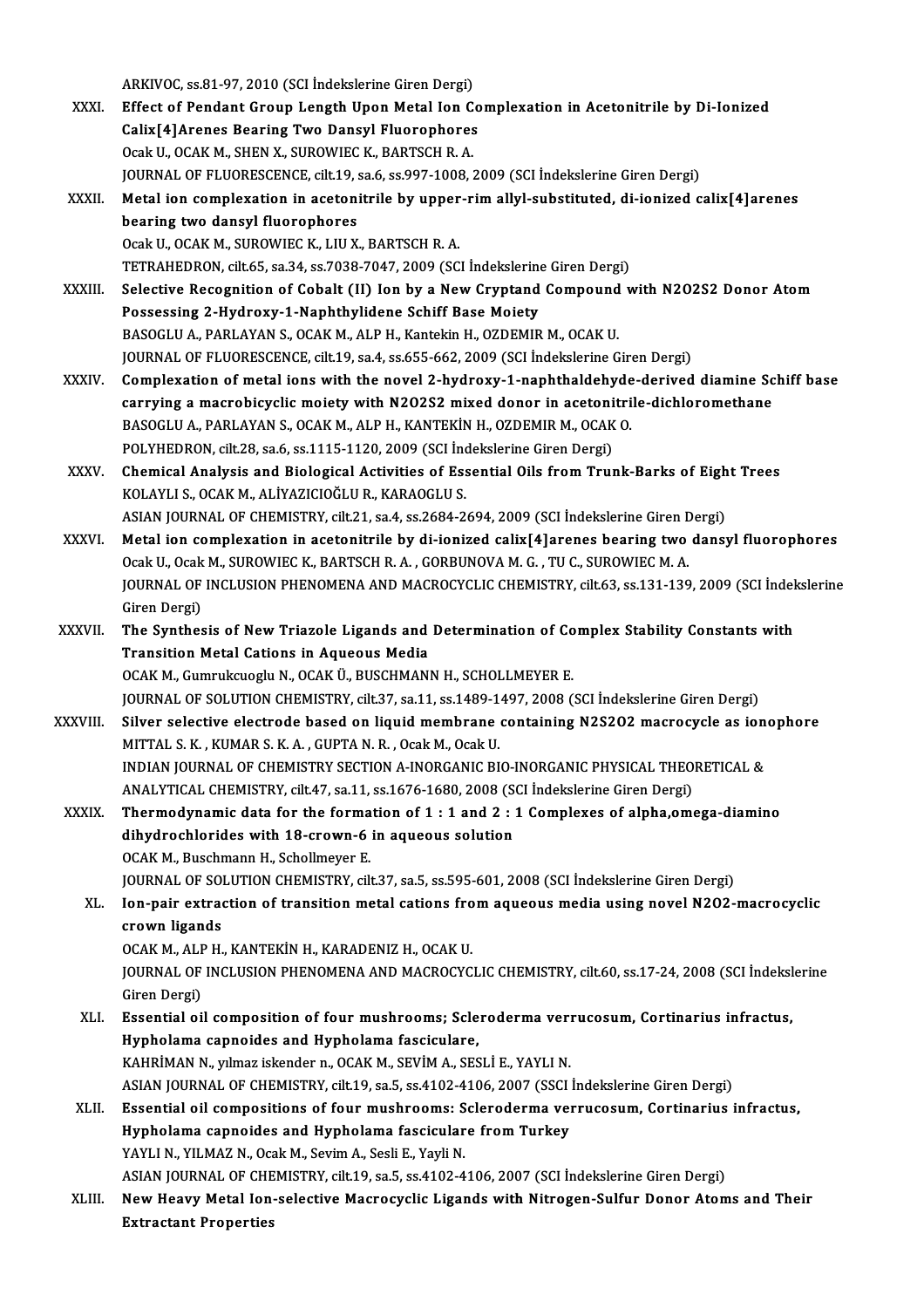ARKIVOC, ss.81-97, 2010 (SCI İndekslerine Giren Dergi)

XXXI. **Effect of Pendant Group Length Upon Metal Ion Complexation in Acetonitrile by Di-Ionized Calix[4]Arenes Bearing Two Dansyl Fluorophores**
Ocak U., OCAK M., SHEN X., SUROWIEC K., BARTSCH R. A.
JOURNAL OF FLUORESCENCE, cilt.19, sa.6, ss.997-1008, 2009 (SCI İndekslerine Giren Dergi)

XXXII. **Metal ion complexation in acetonitrile by upper-rim allyl-substituted, di-ionized calix[4]arenes bearing two dansyl fluorophores**
Ocak U., OCAK M., SUROWIEC K., LIU X., BARTSCH R. A.
TETRAHEDRON, cilt.65, sa.34, ss.7038-7047, 2009 (SCI İndekslerine Giren Dergi)

XXXIII. **Selective Recognition of Cobalt (II) Ion by a New Cryptand Compound with N2O2S2 Donor Atom Possessing 2-Hydroxy-1-Naphthylidene Schiff Base Moiety**
BASOGLU A., PARLAYAN S., OCAK M., ALP H., Kantekin H., OZDEMIR M., OCAK U.
JOURNAL OF FLUORESCENCE, cilt.19, sa.4, ss.655-662, 2009 (SCI İndekslerine Giren Dergi)

XXXIV. **Complexation of metal ions with the novel 2-hydroxy-1-naphthaldehyde-derived diamine Schiff base carrying a macrobicyclic moiety with N2O2S2 mixed donor in acetonitrile-dichloromethane**
BASOGLU A., PARLAYAN S., OCAK M., ALP H., KANTEKİN H., OZDEMIR M., OCAK O.
POLYHEDRON, cilt.28, sa.6, ss.1115-1120, 2009 (SCI İndekslerine Giren Dergi)

XXXV. **Chemical Analysis and Biological Activities of Essential Oils from Trunk-Barks of Eight Trees**
KOLAYLI S., OCAK M., ALİYAZICIOĞLU R., KARAOGLU S.
ASIAN JOURNAL OF CHEMISTRY, cilt.21, sa.4, ss.2684-2694, 2009 (SCI İndekslerine Giren Dergi)

XXXVI. **Metal ion complexation in acetonitrile by di-ionized calix[4]arenes bearing two dansyl fluorophores**
Ocak U., Ocak M., SUROWIEC K., BARTSCH R. A. , GORBUNOVA M. G. , TU C., SUROWIEC M. A.
JOURNAL OF INCLUSION PHENOMENA AND MACROCYCLIC CHEMISTRY, cilt.63, ss.131-139, 2009 (SCI İndekslerine Giren Dergi)

XXXVII. **The Synthesis of New Triazole Ligands and Determination of Complex Stability Constants with Transition Metal Cations in Aqueous Media**
OCAK M., Gumrukcuoglu N., OCAK Ü., BUSCHMANN H., SCHOLLMEYER E.
JOURNAL OF SOLUTION CHEMISTRY, cilt.37, sa.11, ss.1489-1497, 2008 (SCI İndekslerine Giren Dergi)

XXXVIII. **Silver selective electrode based on liquid membrane containing N2S2O2 macrocycle as ionophore**
MITTAL S. K. , KUMAR S. K. A. , GUPTA N. R. , Ocak M., Ocak U.
INDIAN JOURNAL OF CHEMISTRY SECTION A-INORGANIC BIO-INORGANIC PHYSICAL THEORETICAL & ANALYTICAL CHEMISTRY, cilt.47, sa.11, ss.1676-1680, 2008 (SCI İndekslerine Giren Dergi)

XXXIX. **Thermodynamic data for the formation of 1 : 1 and 2 : 1 Complexes of alpha,omega-diamino dihydrochlorides with 18-crown-6 in aqueous solution**
OCAK M., Buschmann H., Schollmeyer E.
JOURNAL OF SOLUTION CHEMISTRY, cilt.37, sa.5, ss.595-601, 2008 (SCI İndekslerine Giren Dergi)

XL. **Ion-pair extraction of transition metal cations from aqueous media using novel N2O2-macrocyclic crown ligands**
OCAK M., ALP H., KANTEKİN H., KARADENIZ H., OCAK U.
JOURNAL OF INCLUSION PHENOMENA AND MACROCYCLIC CHEMISTRY, cilt.60, ss.17-24, 2008 (SCI İndekslerine Giren Dergi)

XLI. **Essential oil composition of four mushrooms; Scleroderma verrucosum, Cortinarius infractus, Hypholama capnoides and Hypholama fasciculare,**
KAHRİMAN N., yılmaz iskender n., OCAK M., SEVİM A., SESLİ E., YAYLI N.
ASIAN JOURNAL OF CHEMISTRY, cilt.19, sa.5, ss.4102-4106, 2007 (SSCI İndekslerine Giren Dergi)

XLII. **Essential oil compositions of four mushrooms: Scleroderma verrucosum, Cortinarius infractus, Hypholama capnoides and Hypholama fasciculare from Turkey**
YAYLI N., YILMAZ N., Ocak M., Sevim A., Sesli E., Yayli N.
ASIAN JOURNAL OF CHEMISTRY, cilt.19, sa.5, ss.4102-4106, 2007 (SCI İndekslerine Giren Dergi)

XLIII. **New Heavy Metal Ion-selective Macrocyclic Ligands with Nitrogen-Sulfur Donor Atoms and Their Extractant Properties**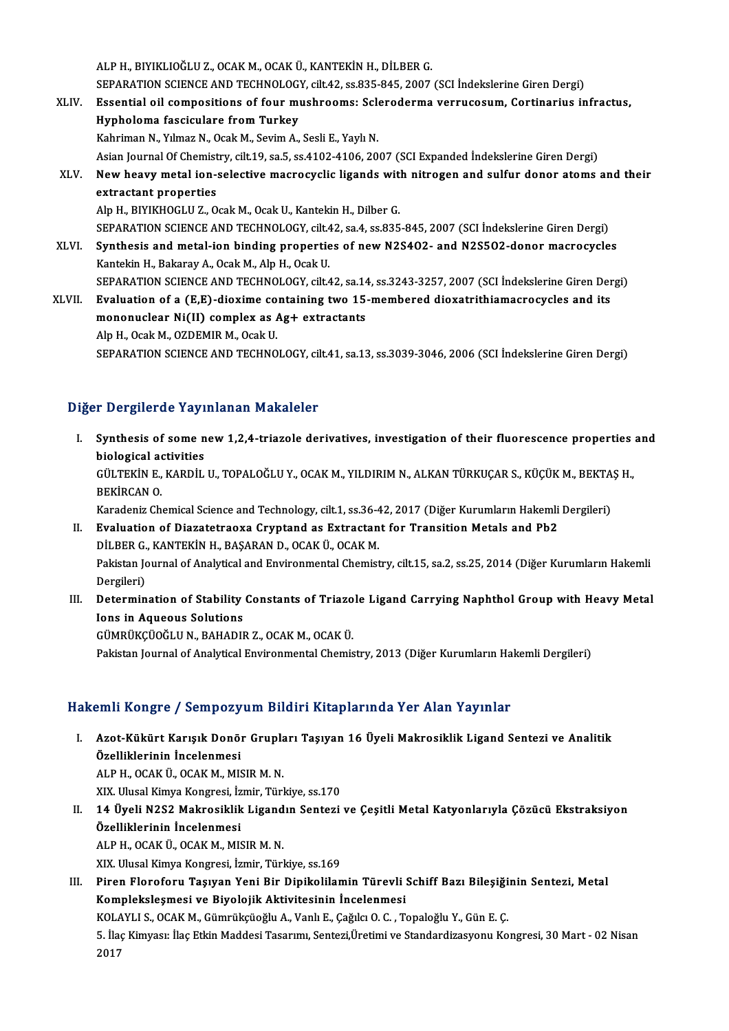ALP H., BIYIKLIOĞLU Z., OCAK M., OCAK Ü., KANTEKİN H., DİLBER G.
SEPARATION SCIENCE AND TECHNOLOGY, cilt.42, ss.835-845, 2007 (SCI İndekslerine Giren Dergi)

XLIV. **Essential oil compositions of four mushrooms: Scleroderma verrucosum, Cortinarius infractus, Hypholoma fasciculare from Turkey**
Kahriman N., Yılmaz N., Ocak M., Sevim A., Sesli E., Yaylı N.
Asian Journal Of Chemistry, cilt.19, sa.5, ss.4102-4106, 2007 (SCI Expanded İndekslerine Giren Dergi)

XLV. **New heavy metal ion-selective macrocyclic ligands with nitrogen and sulfur donor atoms and their extractant properties**
Alp H., BIYIKHOGLU Z., Ocak M., Ocak U., Kantekin H., Dilber G.
SEPARATION SCIENCE AND TECHNOLOGY, cilt.42, sa.4, ss.835-845, 2007 (SCI İndekslerine Giren Dergi)

XLVI. **Synthesis and metal-ion binding properties of new N2S4O2- and N2S5O2-donor macrocycles**
Kantekin H., Bakaray A., Ocak M., Alp H., Ocak U.
SEPARATION SCIENCE AND TECHNOLOGY, cilt.42, sa.14, ss.3243-3257, 2007 (SCI İndekslerine Giren Dergi)

XLVII. **Evaluation of a (E,E)-dioxime containing two 15-membered dioxatrithiamacrocycles and its mononuclear Ni(II) complex as Ag+ extractants**
Alp H., Ocak M., OZDEMIR M., Ocak U.
SEPARATION SCIENCE AND TECHNOLOGY, cilt.41, sa.13, ss.3039-3046, 2006 (SCI İndekslerine Giren Dergi)

## Diğer Dergilerde Yayınlanan Makaleler

I. **Synthesis of some new 1,2,4-triazole derivatives, investigation of their fluorescence properties and biological activities**
GÜLTEKİN E., KARDİL U., TOPALOĞLU Y., OCAK M., YILDIRIM N., ALKAN TÜRKUÇAR S., KÜÇÜK M., BEKTAŞ H., BEKİRCAN O.
Karadeniz Chemical Science and Technology, cilt.1, ss.36-42, 2017 (Diğer Kurumların Hakemli Dergileri)

II. **Evaluation of Diazatetraoxa Cryptand as Extractant for Transition Metals and Pb2**
DİLBER G., KANTEKİN H., BAŞARAN D., OCAK Ü., OCAK M.
Pakistan Journal of Analytical and Environmental Chemistry, cilt.15, sa.2, ss.25, 2014 (Diğer Kurumların Hakemli Dergileri)

III. **Determination of Stability Constants of Triazole Ligand Carrying Naphthol Group with Heavy Metal Ions in Aqueous Solutions**
GÜMRÜKÇÜOĞLU N., BAHADIR Z., OCAK M., OCAK Ü.
Pakistan Journal of Analytical Environmental Chemistry, 2013 (Diğer Kurumların Hakemli Dergileri)

## Hakemli Kongre / Sempozyum Bildiri Kitaplarında Yer Alan Yayınlar

I. **Azot-Kükürt Karışık Donör Grupları Taşıyan 16 Üyeli Makrosiklik Ligand Sentezi ve Analitik Özelliklerinin İncelenmesi**
ALP H., OCAK Ü., OCAK M., MISIR M. N.
XIX. Ulusal Kimya Kongresi, İzmir, Türkiye, ss.170

II. **14 Üyeli N2S2 Makrosiklik Ligandın Sentezi ve Çeşitli Metal Katyonlarıyla Çözücü Ekstraksiyon Özelliklerinin İncelenmesi**
ALP H., OCAK Ü., OCAK M., MISIR M. N.
XIX. Ulusal Kimya Kongresi, İzmir, Türkiye, ss.169

III. **Piren Floroforu Taşıyan Yeni Bir Dipikolilamin Türevli Schiff Bazı Bileşiğinin Sentezi, Metal Kompleksleşmesi ve Biyolojik Aktivitesinin İncelenmesi**
KOLAYLI S., OCAK M., Gümrükçüoğlu A., Vanlı E., Çağılcı O. C. , Topaloğlu Y., Gün E. Ç.
5. İlaç Kimyası: İlaç Etkin Maddesi Tasarımı, Sentezi,Üretimi ve Standardizasyonu Kongresi, 30 Mart - 02 Nisan 2017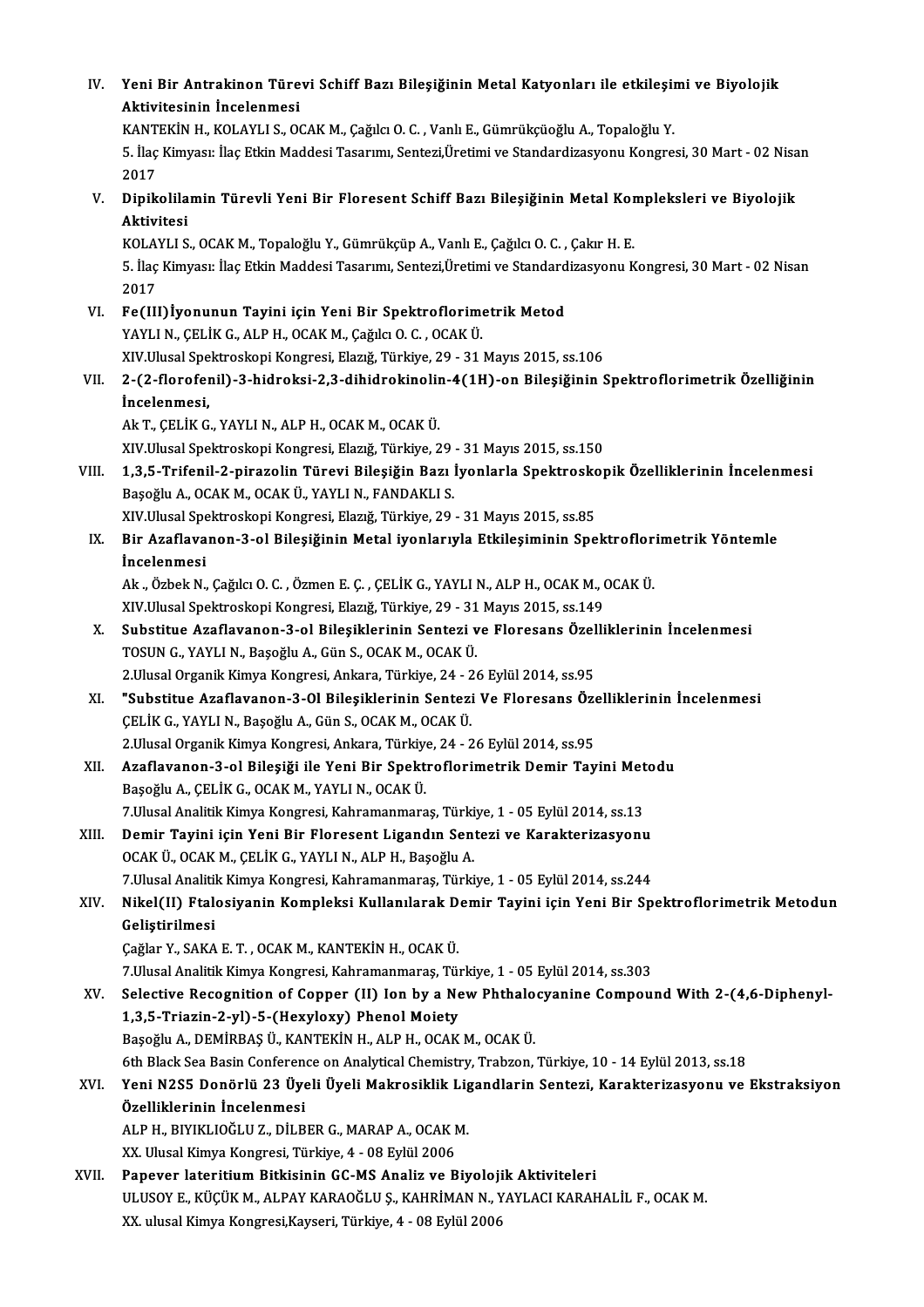IV. **Yeni Bir Antrakinon Türevi Schiff Bazı Bileşiğinin Metal Katyonları ile etkileşimi ve Biyolojik Aktivitesinin İncelenmesi**
KANTEKİN H., KOLAYLI S., OCAK M., Çağılcı O. C. , Vanlı E., Gümrükçüoğlu A., Topaloğlu Y.
5. İlaç Kimyası: İlaç Etkin Maddesi Tasarımı, Sentezi,Üretimi ve Standardizasyonu Kongresi, 30 Mart - 02 Nisan 2017

V. **Dipikolilamin Türevli Yeni Bir Floresent Schiff Bazı Bileşiğinin Metal Kompleksleri ve Biyolojik Aktivitesi**
KOLAYLI S., OCAK M., Topaloğlu Y., Gümrükçüp A., Vanlı E., Çağılcı O. C. , Çakır H. E.
5. İlaç Kimyası: İlaç Etkin Maddesi Tasarımı, Sentezi,Üretimi ve Standardizasyonu Kongresi, 30 Mart - 02 Nisan 2017

VI. **Fe(III)İyonunun Tayini için Yeni Bir Spektroflorimetrik Metod**
YAYLI N., ÇELİK G., ALP H., OCAK M., Çağılcı O. C. , OCAK Ü.
XIV.Ulusal Spektroskopi Kongresi, Elazığ, Türkiye, 29 - 31 Mayıs 2015, ss.106

VII. **2-(2-florofenil)-3-hidroksi-2,3-dihidrokinolin-4(1H)-on Bileşiğinin Spektroflorimetrik Özelliğinin İncelenmesi,**
Ak T., ÇELİK G., YAYLI N., ALP H., OCAK M., OCAK Ü.
XIV.Ulusal Spektroskopi Kongresi, Elazığ, Türkiye, 29 - 31 Mayıs 2015, ss.150

VIII. **1,3,5-Trifenil-2-pirazolin Türevi Bileşiğin Bazı İyonlarla Spektroskopik Özelliklerinin İncelenmesi**
Başoğlu A., OCAK M., OCAK Ü., YAYLI N., FANDAKLI S.
XIV.Ulusal Spektroskopi Kongresi, Elazığ, Türkiye, 29 - 31 Mayıs 2015, ss.85

IX. **Bir Azaflavanon-3-ol Bileşiğinin Metal iyonlarıyla Etkileşiminin Spektroflorimetrik Yöntemle İncelenmesi**
Ak ., Özbek N., Çağılcı O. C. , Özmen E. Ç. , ÇELİK G., YAYLI N., ALP H., OCAK M., OCAK Ü.
XIV.Ulusal Spektroskopi Kongresi, Elazığ, Türkiye, 29 - 31 Mayıs 2015, ss.149

X. **Substitue Azaflavanon-3-ol Bileşiklerinin Sentezi ve Floresans Özelliklerinin İncelenmesi**
TOSUN G., YAYLI N., Başoğlu A., Gün S., OCAK M., OCAK Ü.
2.Ulusal Organik Kimya Kongresi, Ankara, Türkiye, 24 - 26 Eylül 2014, ss.95

XI. **"Substitue Azaflavanon-3-Ol Bileşiklerinin Sentezi Ve Floresans Özelliklerinin İncelenmesi**
ÇELİK G., YAYLI N., Başoğlu A., Gün S., OCAK M., OCAK Ü.
2.Ulusal Organik Kimya Kongresi, Ankara, Türkiye, 24 - 26 Eylül 2014, ss.95

XII. **Azaflavanon-3-ol Bileşiği ile Yeni Bir Spektroflorimetrik Demir Tayini Metodu**
Başoğlu A., ÇELİK G., OCAK M., YAYLI N., OCAK Ü.
7.Ulusal Analitik Kimya Kongresi, Kahramanmaraş, Türkiye, 1 - 05 Eylül 2014, ss.13

XIII. **Demir Tayini için Yeni Bir Floresent Ligandın Sentezi ve Karakterizasyonu**
OCAK Ü., OCAK M., ÇELİK G., YAYLI N., ALP H., Başoğlu A.
7.Ulusal Analitik Kimya Kongresi, Kahramanmaraş, Türkiye, 1 - 05 Eylül 2014, ss.244

XIV. **Nikel(II) Ftalosiyanin Kompleksi Kullanılarak Demir Tayini için Yeni Bir Spektroflorimetrik Metodun Geliştirilmesi**
Çağlar Y., SAKA E. T. , OCAK M., KANTEKİN H., OCAK Ü.
7.Ulusal Analitik Kimya Kongresi, Kahramanmaraş, Türkiye, 1 - 05 Eylül 2014, ss.303

XV. **Selective Recognition of Copper (II) Ion by a New Phthalocyanine Compound With 2-(4,6-Diphenyl-1,3,5-Triazin-2-yl)-5-(Hexyloxy) Phenol Moiety**
Başoğlu A., DEMİRBAŞ Ü., KANTEKİN H., ALP H., OCAK M., OCAK Ü.
6th Black Sea Basin Conference on Analytical Chemistry, Trabzon, Türkiye, 10 - 14 Eylül 2013, ss.18

XVI. **Yeni N2S5 Donörlü 23 Üyeli Üyeli Makrosiklik Ligandlarin Sentezi, Karakterizasyonu ve Ekstraksiyon Özelliklerinin İncelenmesi**
ALP H., BIYIKLIOĞLU Z., DİLBER G., MARAP A., OCAK M.
XX. Ulusal Kimya Kongresi, Türkiye, 4 - 08 Eylül 2006

XVII. **Papever lateritium Bitkisinin GC-MS Analiz ve Biyolojik Aktiviteleri**
ULUSOY E., KÜÇÜK M., ALPAY KARAOĞLU Ş., KAHRİMAN N., YAYLACI KARAHALİL F., OCAK M.
XX. ulusal Kimya Kongresi,Kayseri, Türkiye, 4 - 08 Eylül 2006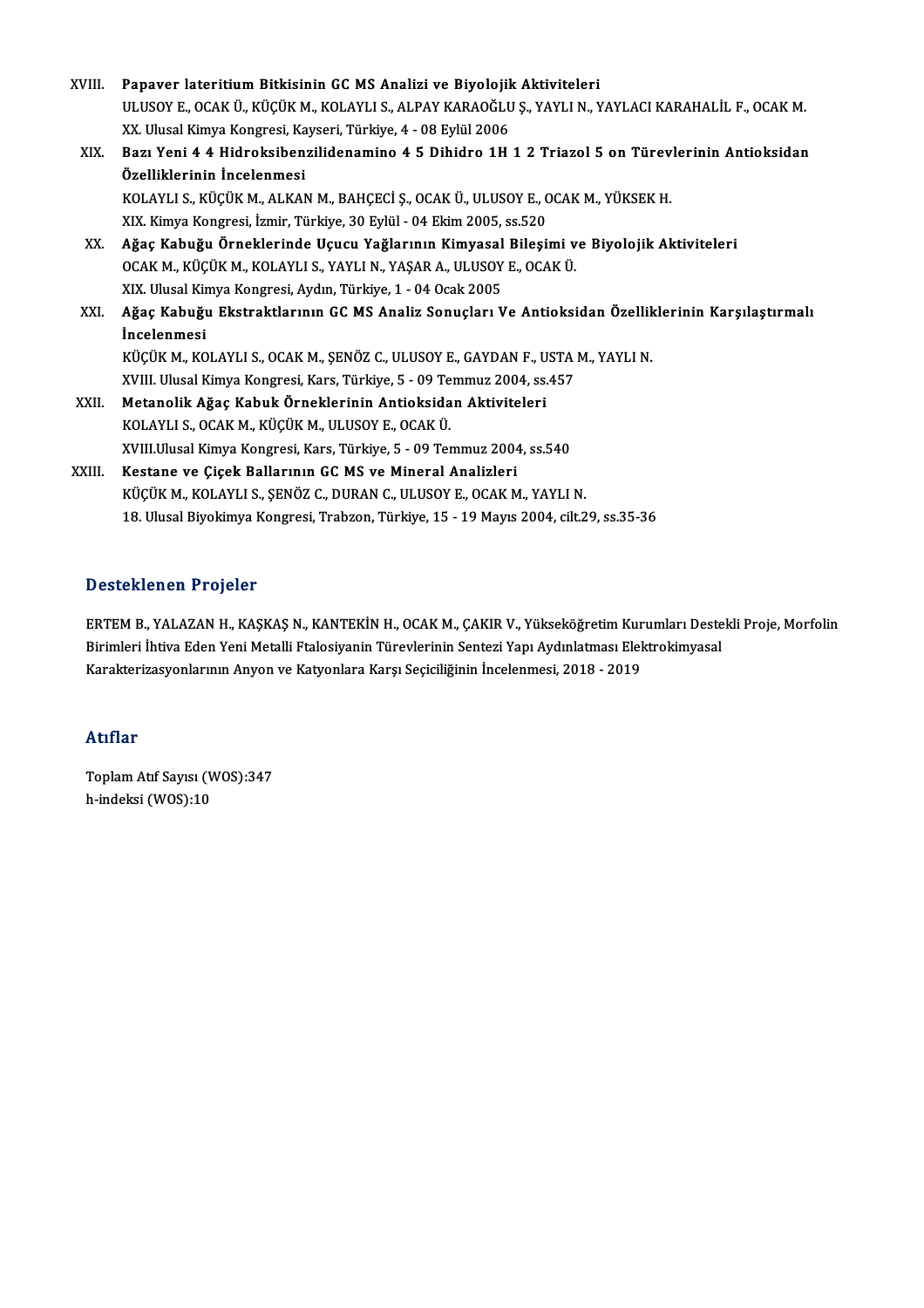XVIII. **Papaver lateritium Bitkisinin GC MS Analizi ve Biyolojik Aktiviteleri**
ULUSOY E., OCAK Ü., KÜÇÜK M., KOLAYLI S., ALPAY KARAOĞLU Ş., YAYLI N., YAYLACI KARAHALİL F., OCAK M.
XX. Ulusal Kimya Kongresi, Kayseri, Türkiye, 4 - 08 Eylül 2006

XIX. **Bazı Yeni 4 4 Hidroksibenzilidenamino 4 5 Dihidro 1H 1 2 Triazol 5 on Türevlerinin Antioksidan Özelliklerinin İncelenmesi**
KOLAYLI S., KÜÇÜK M., ALKAN M., BAHÇECİ Ş., OCAK Ü., ULUSOY E., OCAK M., YÜKSEK H.
XIX. Kimya Kongresi, İzmir, Türkiye, 30 Eylül - 04 Ekim 2005, ss.520

XX. **Ağaç Kabuğu Örneklerinde Uçucu Yağlarının Kimyasal Bileşimi ve Biyolojik Aktiviteleri**
OCAK M., KÜÇÜK M., KOLAYLI S., YAYLI N., YAŞAR A., ULUSOY E., OCAK Ü.
XIX. Ulusal Kimya Kongresi, Aydın, Türkiye, 1 - 04 Ocak 2005

XXI. **Ağaç Kabuğu Ekstraktlarının GC MS Analiz Sonuçları Ve Antioksidan Özelliklerinin Karşılaştırmalı İncelenmesi**
KÜÇÜK M., KOLAYLI S., OCAK M., ŞENÖZ C., ULUSOY E., GAYDAN F., USTA M., YAYLI N.
XVIII. Ulusal Kimya Kongresi, Kars, Türkiye, 5 - 09 Temmuz 2004, ss.457

XXII. **Metanolik Ağaç Kabuk Örneklerinin Antioksidan Aktiviteleri**
KOLAYLI S., OCAK M., KÜÇÜK M., ULUSOY E., OCAK Ü.
XVIII.Ulusal Kimya Kongresi, Kars, Türkiye, 5 - 09 Temmuz 2004, ss.540

XXIII. **Kestane ve Çiçek Ballarının GC MS ve Mineral Analizleri**
KÜÇÜK M., KOLAYLI S., ŞENÖZ C., DURAN C., ULUSOY E., OCAK M., YAYLI N.
18. Ulusal Biyokimya Kongresi, Trabzon, Türkiye, 15 - 19 Mayıs 2004, cilt.29, ss.35-36

## Desteklenen Projeler

ERTEM B., YALAZAN H., KAŞKAŞ N., KANTEKİN H., OCAK M., ÇAKIR V., Yükseköğretim Kurumları Destekli Proje, Morfolin Birimleri İhtiva Eden Yeni Metalli Ftalosiyanin Türevlerinin Sentezi Yapı Aydınlatması Elektrokimyasal Karakterizasyonlarının Anyon ve Katyonlara Karşı Seçiciliğinin İncelenmesi, 2018 - 2019

## Atıflar

Toplam Atıf Sayısı (WOS):347
h-indeksi (WOS):10